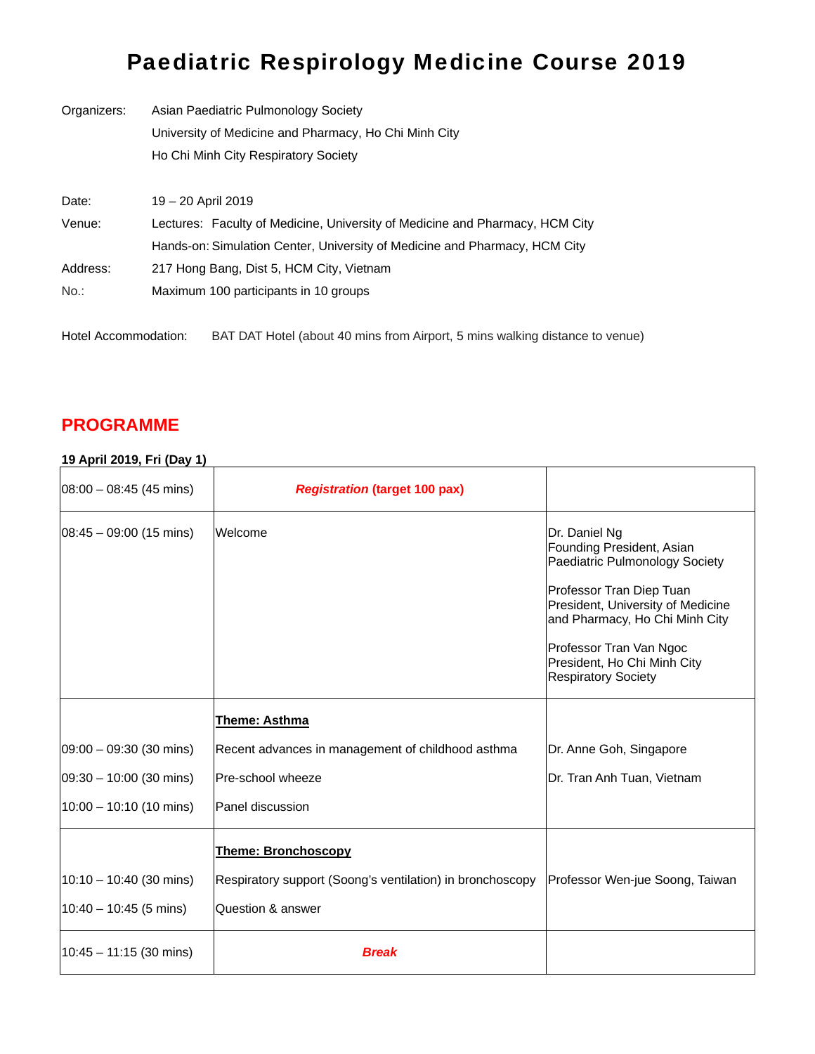# Paediatric Respirology Medicine Course 2019

Organizers: Asian Paediatric Pulmonology Society
University of Medicine and Pharmacy, Ho Chi Minh City
Ho Chi Minh City Respiratory Society

Date: 19 – 20 April 2019
Venue: Lectures: Faculty of Medicine, University of Medicine and Pharmacy, HCM City
Hands-on: Simulation Center, University of Medicine and Pharmacy, HCM City
Address: 217 Hong Bang, Dist 5, HCM City, Vietnam
No.: Maximum 100 participants in 10 groups

Hotel Accommodation: BAT DAT Hotel (about 40 mins from Airport, 5 mins walking distance to venue)

## PROGRAMME

**19 April 2019, Fri (Day 1)**

| | | |
|---|---|---|
| 08:00 – 08:45 (45 mins) | ***Registration* (target 100 pax)** | |
| 08:45 – 09:00 (15 mins) | Welcome | Dr. Daniel Ng<br>Founding President, Asian Paediatric Pulmonology Society<br><br>Professor Tran Diep Tuan<br>President, University of Medicine and Pharmacy, Ho Chi Minh City<br><br>Professor Tran Van Ngoc<br>President, Ho Chi Minh City Respiratory Society |
| | **Theme: Asthma** | |
| 09:00 – 09:30 (30 mins) | Recent advances in management of childhood asthma | Dr. Anne Goh, Singapore |
| 09:30 – 10:00 (30 mins) | Pre-school wheeze | Dr. Tran Anh Tuan, Vietnam |
| 10:00 – 10:10 (10 mins) | Panel discussion | |
| | **Theme: Bronchoscopy** | |
| 10:10 – 10:40 (30 mins) | Respiratory support (Soong's ventilation) in bronchoscopy | Professor Wen-jue Soong, Taiwan |
| 10:40 – 10:45 (5 mins) | Question & answer | |
| 10:45 – 11:15 (30 mins) | ***Break*** | |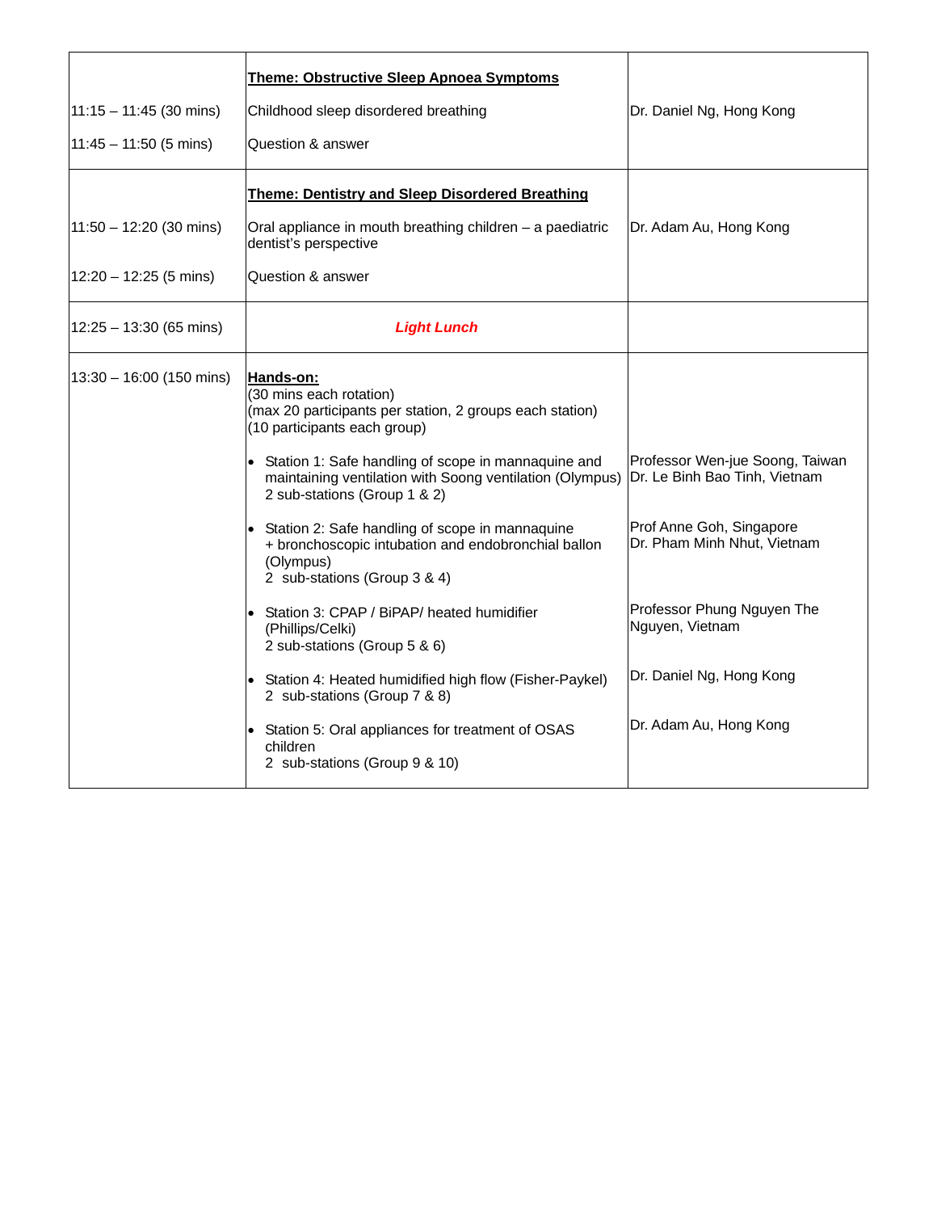| | | |
|---|---|---|
| | **Theme: Obstructive Sleep Apnoea Symptoms** | |
| 11:15 – 11:45 (30 mins) | Childhood sleep disordered breathing | Dr. Daniel Ng, Hong Kong |
| 11:45 – 11:50 (5 mins) | Question & answer | |
| | **Theme: Dentistry and Sleep Disordered Breathing** | |
| 11:50 – 12:20 (30 mins) | Oral appliance in mouth breathing children – a paediatric dentist's perspective | Dr. Adam Au, Hong Kong |
| 12:20 – 12:25 (5 mins) | Question & answer | |
| 12:25 – 13:30 (65 mins) | ***Light Lunch*** | |
| 13:30 – 16:00 (150 mins) | **Hands-on:**<br>(30 mins each rotation)<br>(max 20 participants per station, 2 groups each station)<br>(10 participants each group) | |
| | • Station 1: Safe handling of scope in mannaquine and maintaining ventilation with Soong ventilation (Olympus)<br>2 sub-stations (Group 1 & 2) | Professor Wen-jue Soong, Taiwan<br>Dr. Le Binh Bao Tinh, Vietnam |
| | • Station 2: Safe handling of scope in mannaquine + bronchoscopic intubation and endobronchial ballon (Olympus)<br>2 sub-stations (Group 3 & 4) | Prof Anne Goh, Singapore<br>Dr. Pham Minh Nhut, Vietnam |
| | • Station 3: CPAP / BiPAP/ heated humidifier (Phillips/Celki)<br>2 sub-stations (Group 5 & 6) | Professor Phung Nguyen The Nguyen, Vietnam |
| | • Station 4: Heated humidified high flow (Fisher-Paykel)<br>2 sub-stations (Group 7 & 8) | Dr. Daniel Ng, Hong Kong |
| | • Station 5: Oral appliances for treatment of OSAS children<br>2 sub-stations (Group 9 & 10) | Dr. Adam Au, Hong Kong |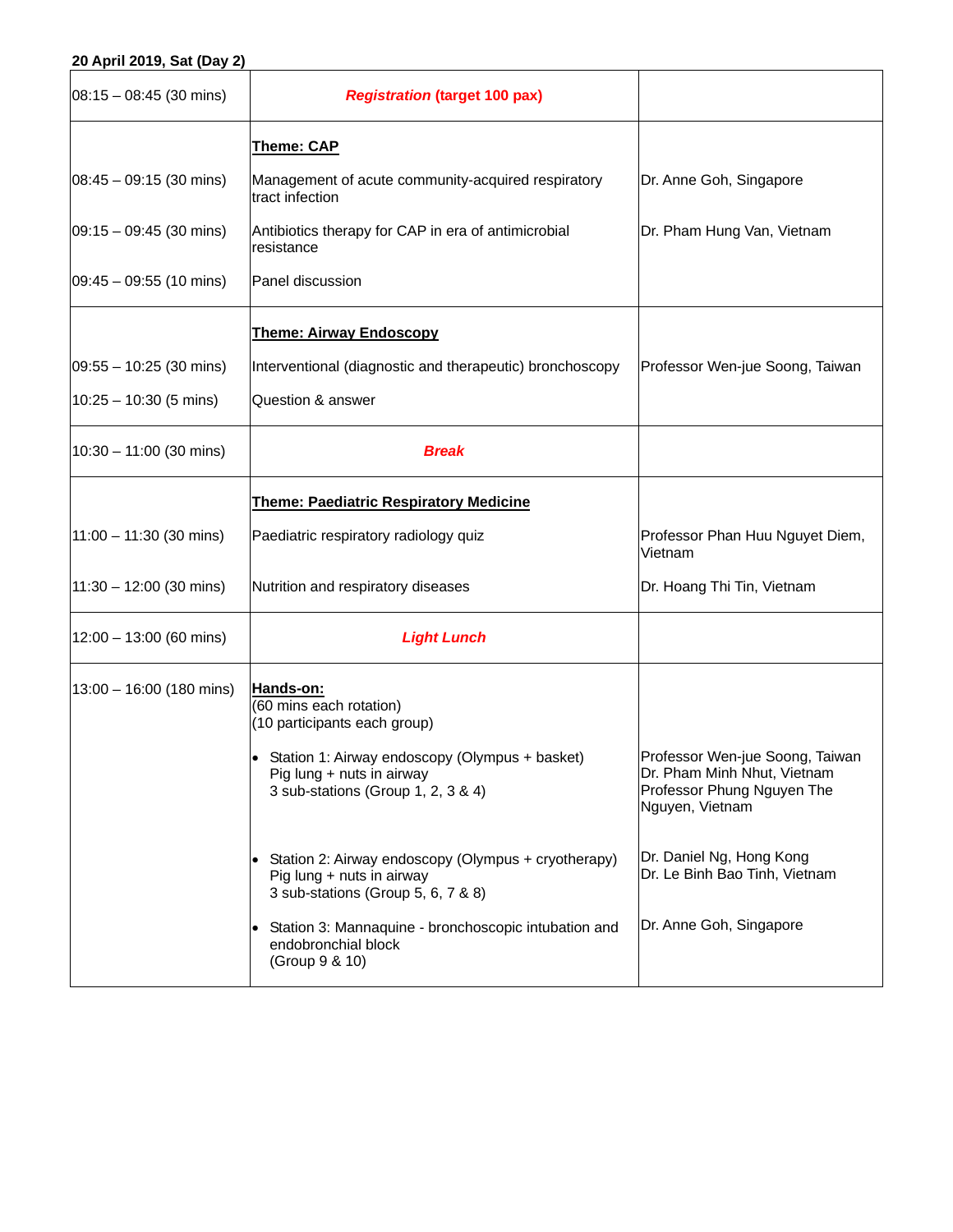**20 April 2019, Sat (Day 2)**

| | | |
|---|---|---|
| 08:15 – 08:45 (30 mins) | ***Registration* (target 100 pax)** | |
| | **Theme: CAP** | |
| 08:45 – 09:15 (30 mins) | Management of acute community-acquired respiratory tract infection | Dr. Anne Goh, Singapore |
| 09:15 – 09:45 (30 mins) | Antibiotics therapy for CAP in era of antimicrobial resistance | Dr. Pham Hung Van, Vietnam |
| 09:45 – 09:55 (10 mins) | Panel discussion | |
| | **Theme: Airway Endoscopy** | |
| 09:55 – 10:25 (30 mins) | Interventional (diagnostic and therapeutic) bronchoscopy | Professor Wen-jue Soong, Taiwan |
| 10:25 – 10:30 (5 mins) | Question & answer | |
| 10:30 – 11:00 (30 mins) | ***Break*** | |
| | **Theme: Paediatric Respiratory Medicine** | |
| 11:00 – 11:30 (30 mins) | Paediatric respiratory radiology quiz | Professor Phan Huu Nguyet Diem, Vietnam |
| 11:30 – 12:00 (30 mins) | Nutrition and respiratory diseases | Dr. Hoang Thi Tin, Vietnam |
| 12:00 – 13:00 (60 mins) | ***Light Lunch*** | |
| 13:00 – 16:00 (180 mins) | **Hands-on:** (60 mins each rotation) (10 participants each group) | |
| | • Station 1: Airway endoscopy (Olympus + basket) Pig lung + nuts in airway 3 sub-stations (Group 1, 2, 3 & 4) | Professor Wen-jue Soong, Taiwan<br>Dr. Pham Minh Nhut, Vietnam<br>Professor Phung Nguyen The Nguyen, Vietnam |
| | • Station 2: Airway endoscopy (Olympus + cryotherapy) Pig lung + nuts in airway 3 sub-stations (Group 5, 6, 7 & 8) | Dr. Daniel Ng, Hong Kong<br>Dr. Le Binh Bao Tinh, Vietnam |
| | • Station 3: Mannaquine - bronchoscopic intubation and endobronchial block (Group 9 & 10) | Dr. Anne Goh, Singapore |